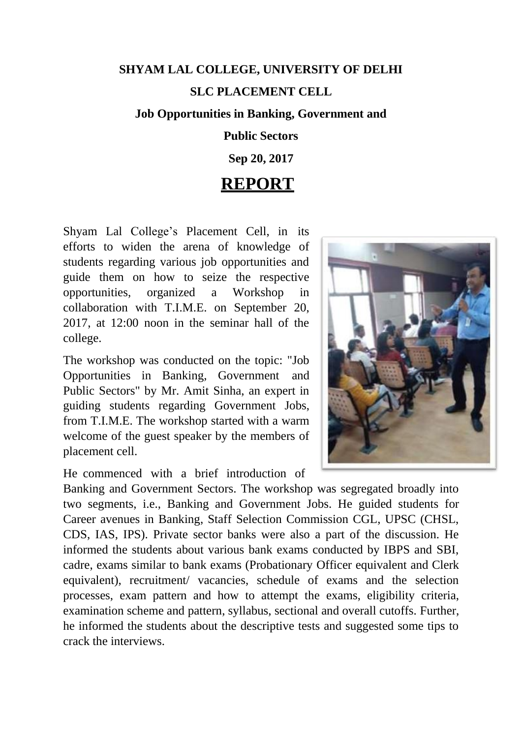**SHYAM LAL COLLEGE, UNIVERSITY OF DELHI**

**SLC PLACEMENT CELL**

**Job Opportunities in Banking, Government and Public Sectors**

**Sep 20, 2017**

# REPORT

Shyam Lal College's Placement Cell, in its efforts to widen the arena of knowledge of students regarding various job opportunities and guide them on how to seize the respective opportunities, organized a Workshop in collaboration with T.I.M.E. on September 20, 2017, at 12:00 noon in the seminar hall of the college.

The workshop was conducted on the topic: "Job Opportunities in Banking, Government and Public Sectors" by Mr. Amit Sinha, an expert in guiding students regarding Government Jobs, from T.I.M.E. The workshop started with a warm welcome of the guest speaker by the members of placement cell.

He commenced with a brief introduction of Banking and Government Sectors. The workshop was segregated broadly into two segments, i.e., Banking and Government Jobs. He guided students for Career avenues in Banking, Staff Selection Commission CGL, UPSC (CHSL, CDS, IAS, IPS). Private sector banks were also a part of the discussion. He informed the students about various bank exams conducted by IBPS and SBI, cadre, exams similar to bank exams (Probationary Officer equivalent and Clerk equivalent), recruitment/ vacancies, schedule of exams and the selection processes, exam pattern and how to attempt the exams, eligibility criteria, examination scheme and pattern, syllabus, sectional and overall cutoffs. Further, he informed the students about the descriptive tests and suggested some tips to crack the interviews.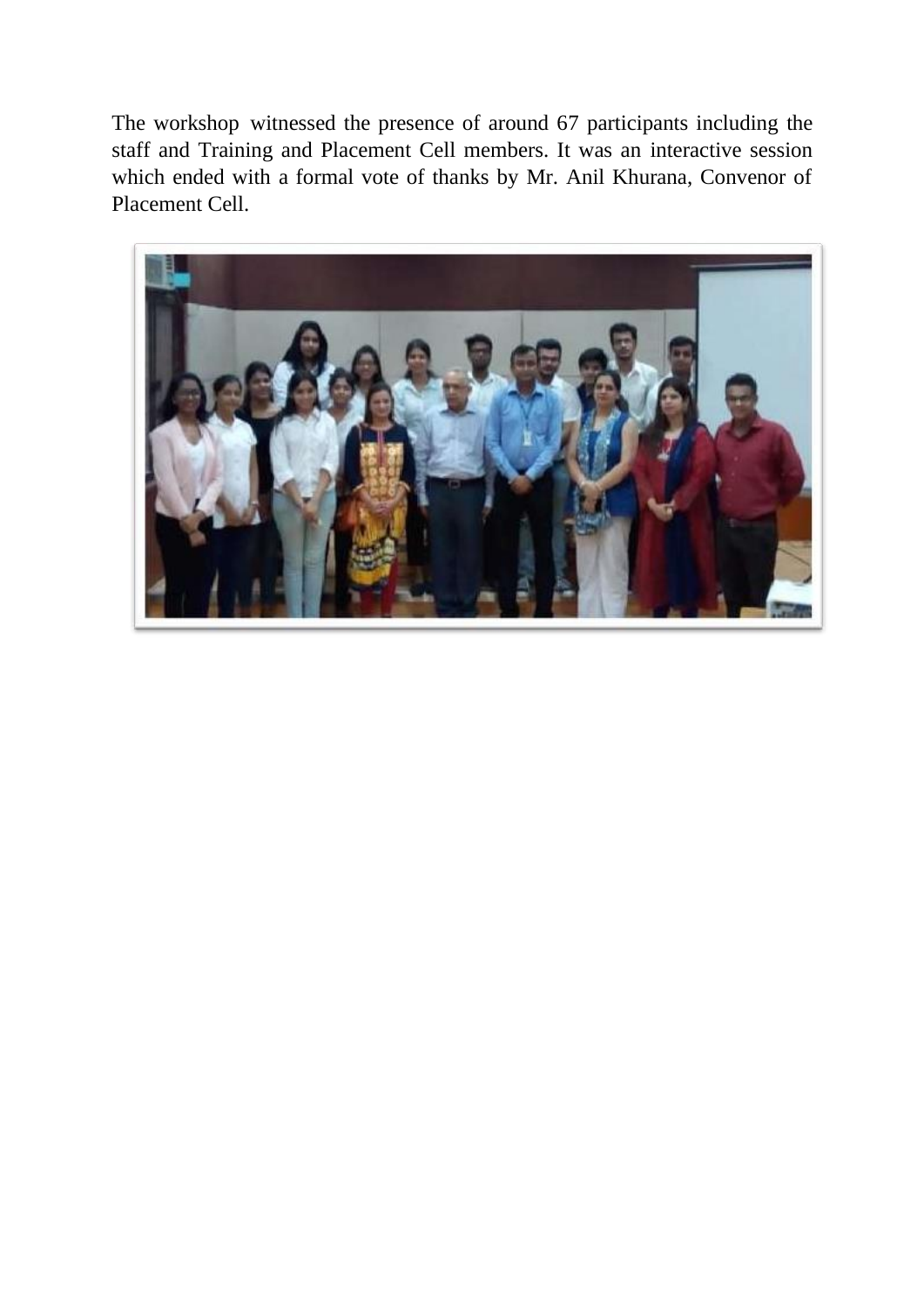The workshop witnessed the presence of around 67 participants including the staff and Training and Placement Cell members. It was an interactive session which ended with a formal vote of thanks by Mr. Anil Khurana, Convenor of Placement Cell.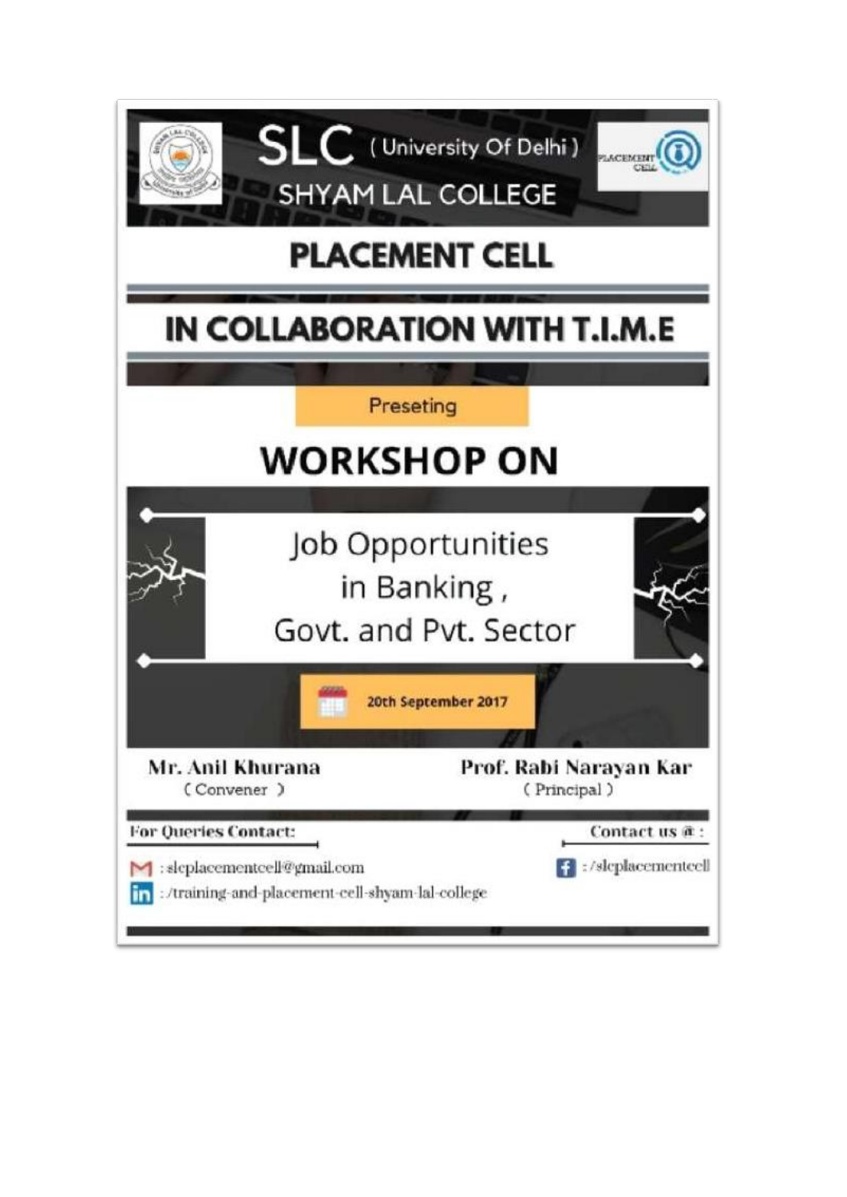SLC (University Of Delhi)

SHYAM LAL COLLEGE

# PLACEMENT CELL

## IN COLLABORATION WITH T.I.M.E

Preseting

## WORKSHOP ON

Job Opportunities in Banking , Govt. and Pvt. Sector

20th September 2017

**Mr. Anil Khurana** (Convener)

**Prof. Rabi Narayan Kar** (Principal)

**For Queries Contact:**

: slcplacementcell@gmail.com

: /training-and-placement-cell-shyam-lal-college

**Contact us @ :**

: /slcplacementcell